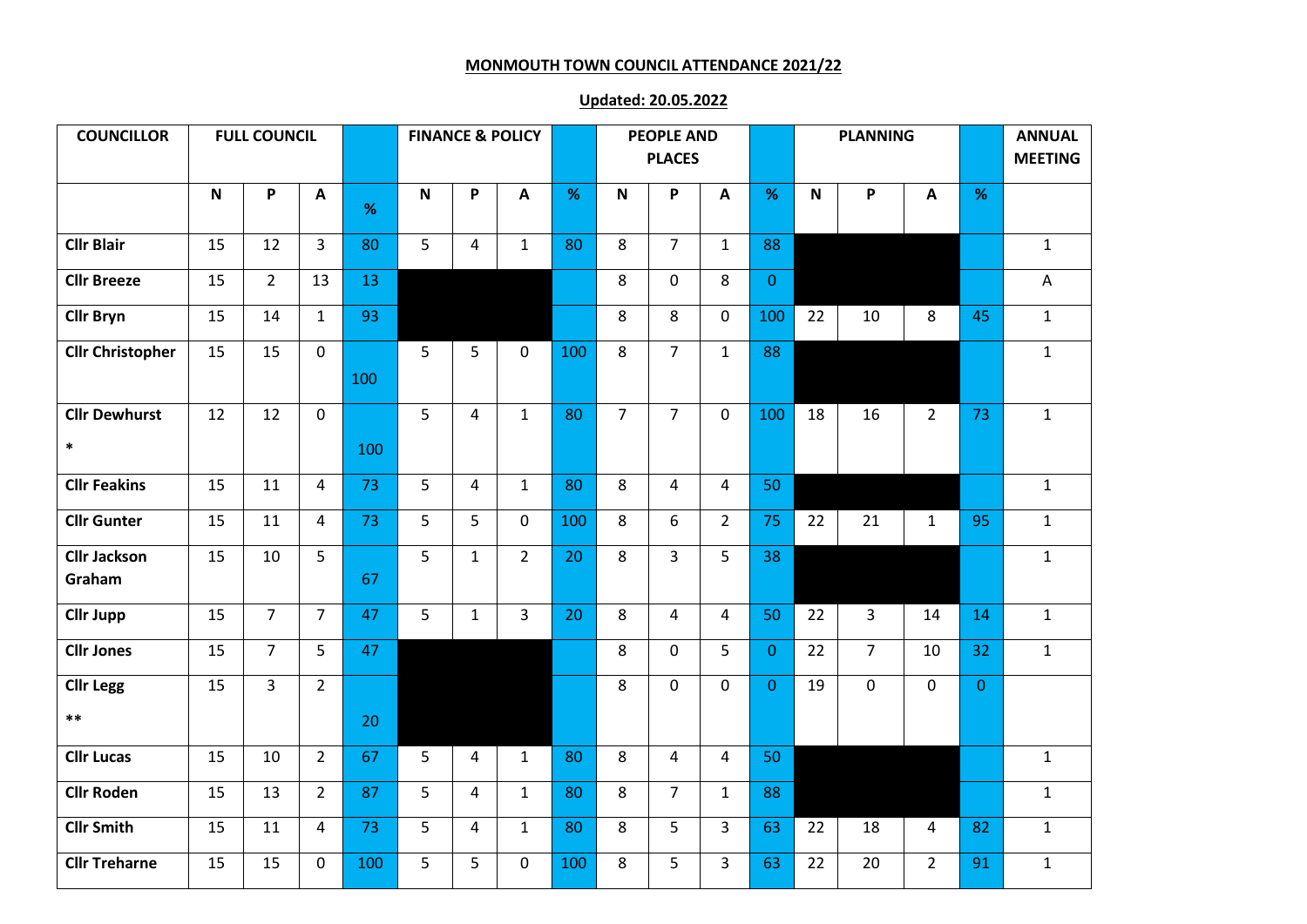**MONMOUTH TOWN COUNCIL ATTENDANCE 2021/22**

**Updated: 20.05.2022**

| COUNCILLOR | FULL COUNCIL | | | | FINANCE & POLICY | | | | PEOPLE AND PLACES | | | | PLANNING | | | | ANNUAL MEETING |
|---|---|---|---|---|---|---|---|---|---|---|---|---|---|---|---|---|---|
| | N | P | A | % | N | P | A | % | N | P | A | % | N | P | A | % | |
| Cllr Blair | 15 | 12 | 3 | 80 | 5 | 4 | 1 | 80 | 8 | 7 | 1 | 88 | | | | | 1 |
| Cllr Breeze | 15 | 2 | 13 | 13 | | | | | 8 | 0 | 8 | 0 | | | | | A |
| Cllr Bryn | 15 | 14 | 1 | 93 | | | | | 8 | 8 | 0 | 100 | 22 | 10 | 8 | 45 | 1 |
| Cllr Christopher | 15 | 15 | 0 | 100 | 5 | 5 | 0 | 100 | 8 | 7 | 1 | 88 | | | | | 1 |
| Cllr Dewhurst * | 12 | 12 | 0 | 100 | 5 | 4 | 1 | 80 | 7 | 7 | 0 | 100 | 18 | 16 | 2 | 73 | 1 |
| Cllr Feakins | 15 | 11 | 4 | 73 | 5 | 4 | 1 | 80 | 8 | 4 | 4 | 50 | | | | | 1 |
| Cllr Gunter | 15 | 11 | 4 | 73 | 5 | 5 | 0 | 100 | 8 | 6 | 2 | 75 | 22 | 21 | 1 | 95 | 1 |
| Cllr Jackson Graham | 15 | 10 | 5 | 67 | 5 | 1 | 2 | 20 | 8 | 3 | 5 | 38 | | | | | 1 |
| Cllr Jupp | 15 | 7 | 7 | 47 | 5 | 1 | 3 | 20 | 8 | 4 | 4 | 50 | 22 | 3 | 14 | 14 | 1 |
| Cllr Jones | 15 | 7 | 5 | 47 | | | | | 8 | 0 | 5 | 0 | 22 | 7 | 10 | 32 | 1 |
| Cllr Legg ** | 15 | 3 | 2 | 20 | | | | | 8 | 0 | 0 | 0 | 19 | 0 | 0 | 0 | |
| Cllr Lucas | 15 | 10 | 2 | 67 | 5 | 4 | 1 | 80 | 8 | 4 | 4 | 50 | | | | | 1 |
| Cllr Roden | 15 | 13 | 2 | 87 | 5 | 4 | 1 | 80 | 8 | 7 | 1 | 88 | | | | | 1 |
| Cllr Smith | 15 | 11 | 4 | 73 | 5 | 4 | 1 | 80 | 8 | 5 | 3 | 63 | 22 | 18 | 4 | 82 | 1 |
| Cllr Treharne | 15 | 15 | 0 | 100 | 5 | 5 | 0 | 100 | 8 | 5 | 3 | 63 | 22 | 20 | 2 | 91 | 1 |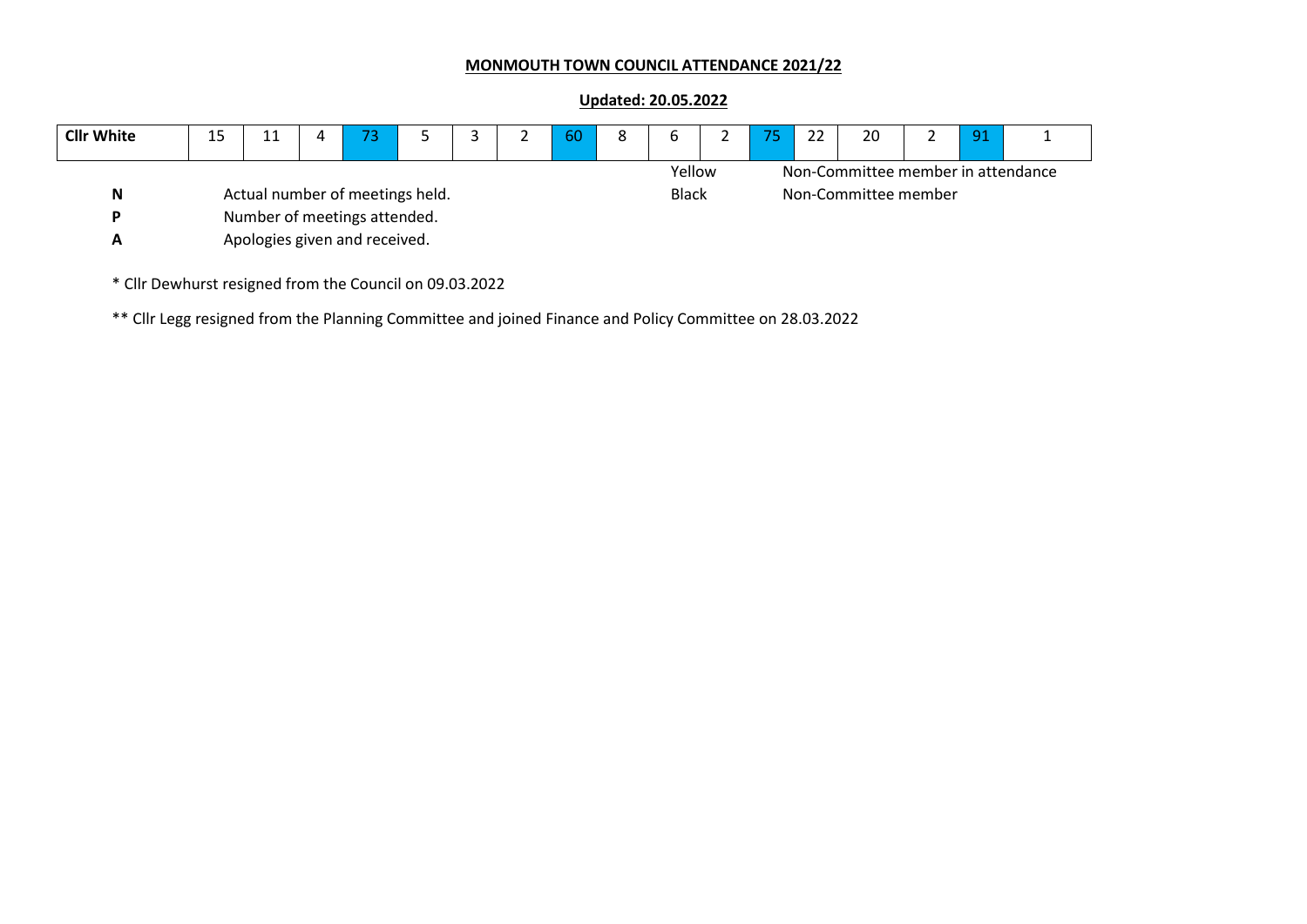## MONMOUTH TOWN COUNCIL ATTENDANCE 2021/22

**Updated: 20.05.2022**

| | | | | | | | | | | | | | | | | | |
|---|---|---|---|---|---|---|---|---|---|---|---|---|---|---|---|---|---|
| **Cllr White** | 15 | 11 | 4 | 73 | 5 | 3 | 2 | 60 | 8 | 6 | 2 | 75 | 22 | 20 | 2 | 91 | 1 |

Yellow — Non-Committee member in attendance

Black — Non-Committee member

**N** — Actual number of meetings held.

**P** — Number of meetings attended.

**A** — Apologies given and received.

* Cllr Dewhurst resigned from the Council on 09.03.2022

** Cllr Legg resigned from the Planning Committee and joined Finance and Policy Committee on 28.03.2022